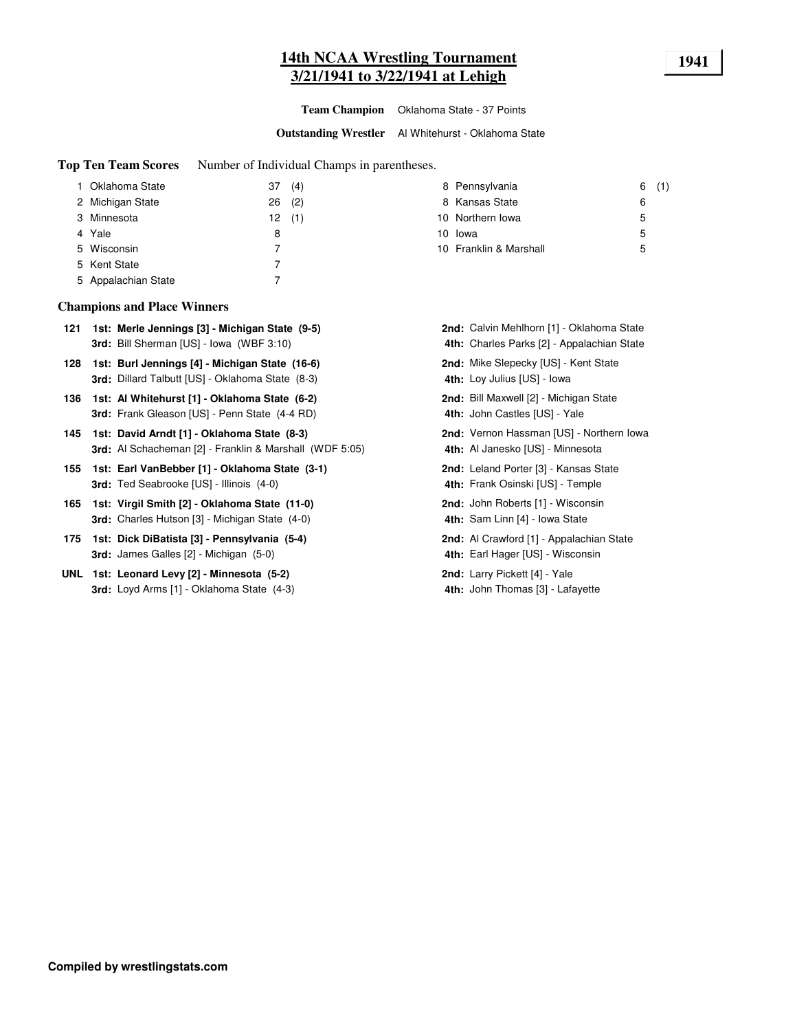# 14th NCAA Wrestling Tournament
## 3/21/1941 to 3/22/1941 at Lehigh

**1941**

**Team Champion** Oklahoma State - 37 Points

**Outstanding Wrestler** Al Whitehurst - Oklahoma State

**Top Ten Team Scores** Number of Individual Champs in parentheses.

| Rank | Team | Points | Champs |
|---|---|---|---|
| 1 | Oklahoma State | 37 | (4) |
| 2 | Michigan State | 26 | (2) |
| 3 | Minnesota | 12 | (1) |
| 4 | Yale | 8 | |
| 5 | Wisconsin | 7 | |
| 5 | Kent State | 7 | |
| 5 | Appalachian State | 7 | |
| 8 | Pennsylvania | 6 | (1) |
| 8 | Kansas State | 6 | |
| 10 | Northern Iowa | 5 | |
| 10 | Iowa | 5 | |
| 10 | Franklin & Marshall | 5 | |

### Champions and Place Winners

**121**
- **1st: Merle Jennings [3] - Michigan State (9-5)**
- **2nd:** Calvin Mehlhorn [1] - Oklahoma State
- **3rd:** Bill Sherman [US] - Iowa (WBF 3:10)
- **4th:** Charles Parks [2] - Appalachian State

**128**
- **1st: Burl Jennings [4] - Michigan State (16-6)**
- **2nd:** Mike Slepecky [US] - Kent State
- **3rd:** Dillard Talbutt [US] - Oklahoma State (8-3)
- **4th:** Loy Julius [US] - Iowa

**136**
- **1st: Al Whitehurst [1] - Oklahoma State (6-2)**
- **2nd:** Bill Maxwell [2] - Michigan State
- **3rd:** Frank Gleason [US] - Penn State (4-4 RD)
- **4th:** John Castles [US] - Yale

**145**
- **1st: David Arndt [1] - Oklahoma State (8-3)**
- **2nd:** Vernon Hassman [US] - Northern Iowa
- **3rd:** Al Schacheman [2] - Franklin & Marshall (WDF 5:05)
- **4th:** Al Janesko [US] - Minnesota

**155**
- **1st: Earl VanBebber [1] - Oklahoma State (3-1)**
- **2nd:** Leland Porter [3] - Kansas State
- **3rd:** Ted Seabrooke [US] - Illinois (4-0)
- **4th:** Frank Osinski [US] - Temple

**165**
- **1st: Virgil Smith [2] - Oklahoma State (11-0)**
- **2nd:** John Roberts [1] - Wisconsin
- **3rd:** Charles Hutson [3] - Michigan State (4-0)
- **4th:** Sam Linn [4] - Iowa State

**175**
- **1st: Dick DiBatista [3] - Pennsylvania (5-4)**
- **2nd:** Al Crawford [1] - Appalachian State
- **3rd:** James Galles [2] - Michigan (5-0)
- **4th:** Earl Hager [US] - Wisconsin

**UNL**
- **1st: Leonard Levy [2] - Minnesota (5-2)**
- **2nd:** Larry Pickett [4] - Yale
- **3rd:** Loyd Arms [1] - Oklahoma State (4-3)
- **4th:** John Thomas [3] - Lafayette

**Compiled by wrestlingstats.com**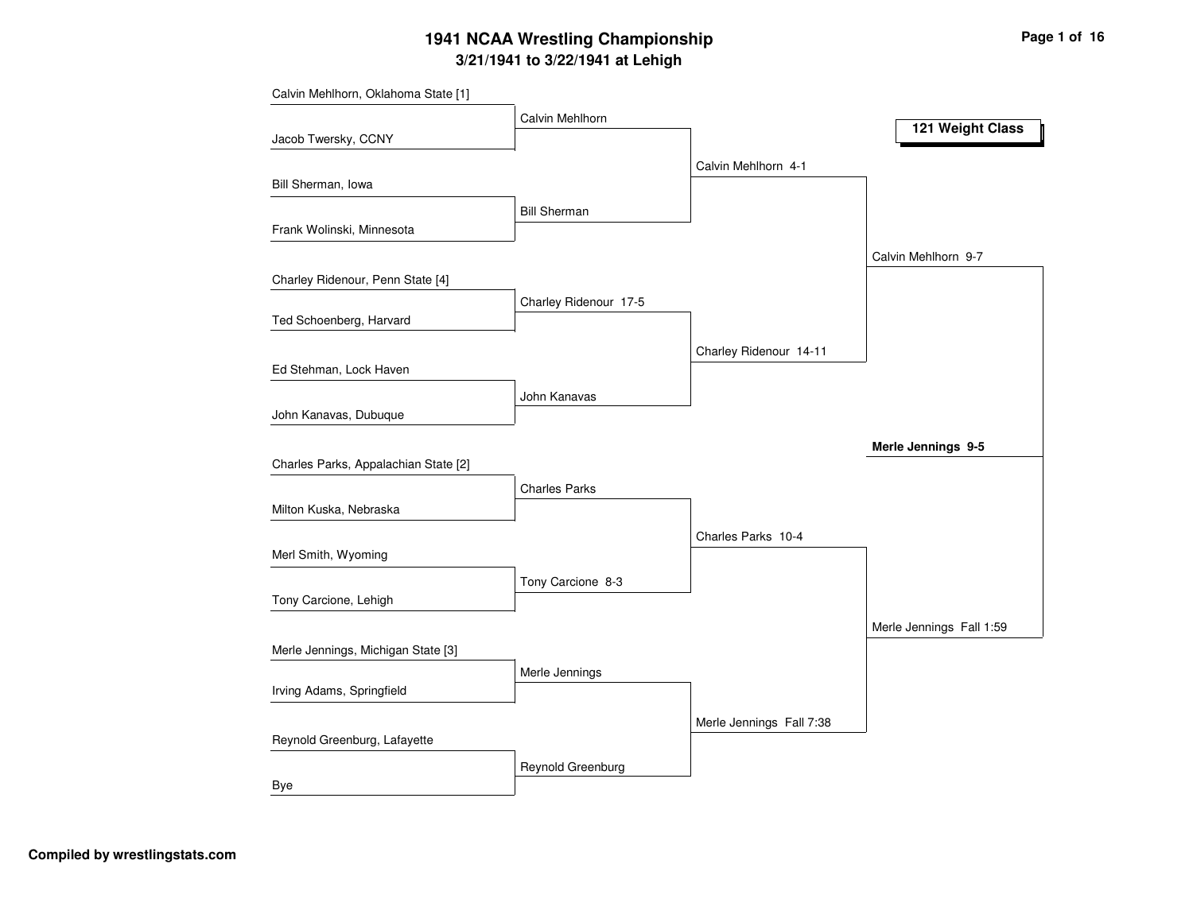# 1941 NCAA Wrestling Championship

## 3/21/1941 to 3/22/1941 at Lehigh

**121 Weight Class**

### First Round

- Calvin Mehlhorn, Oklahoma State [1] vs. Jacob Twersky, CCNY — Winner: Calvin Mehlhorn
- Bill Sherman, Iowa vs. Frank Wolinski, Minnesota — Winner: Bill Sherman
- Charley Ridenour, Penn State [4] vs. Ted Schoenberg, Harvard — Winner: Charley Ridenour 17-5
- Ed Stehman, Lock Haven vs. John Kanavas, Dubuque — Winner: John Kanavas
- Charles Parks, Appalachian State [2] vs. Milton Kuska, Nebraska — Winner: Charles Parks
- Merl Smith, Wyoming vs. Tony Carcione, Lehigh — Winner: Tony Carcione 8-3
- Merle Jennings, Michigan State [3] vs. Irving Adams, Springfield — Winner: Merle Jennings
- Reynold Greenburg, Lafayette vs. Bye — Winner: Reynold Greenburg

### Quarterfinals

- Calvin Mehlhorn 4-1
- Charley Ridenour 14-11
- Charles Parks 10-4
- Merle Jennings Fall 7:38

### Semifinals

- Calvin Mehlhorn 9-7
- Merle Jennings Fall 1:59

### Final

**Merle Jennings 9-5**

**Compiled by wrestlingstats.com**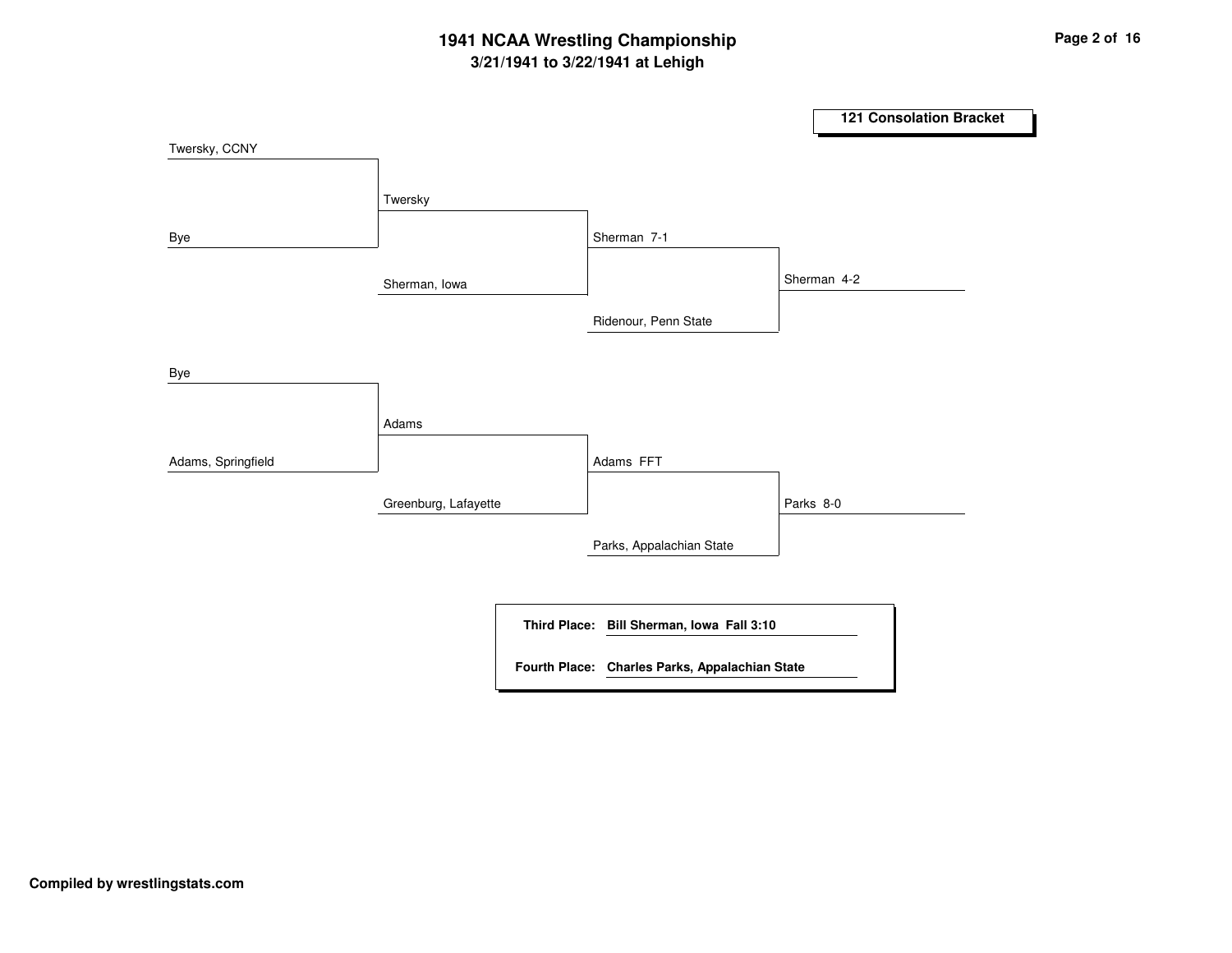# 1941 NCAA Wrestling Championship

## 3/21/1941 to 3/22/1941 at Lehigh

### 121 Consolation Bracket

**Round 1**

- Twersky, CCNY vs. Bye → Twersky
- Bye vs. Adams, Springfield → Adams

**Round 2**

- Twersky vs. Sherman, Iowa → Sherman 7-1
- Adams vs. Greenburg, Lafayette → Adams FFT

**Round 3**

- Sherman vs. Ridenour, Penn State → Sherman 4-2
- Adams vs. Parks, Appalachian State → Parks 8-0

**Third Place:** Bill Sherman, Iowa Fall 3:10

**Fourth Place:** Charles Parks, Appalachian State

Compiled by wrestlingstats.com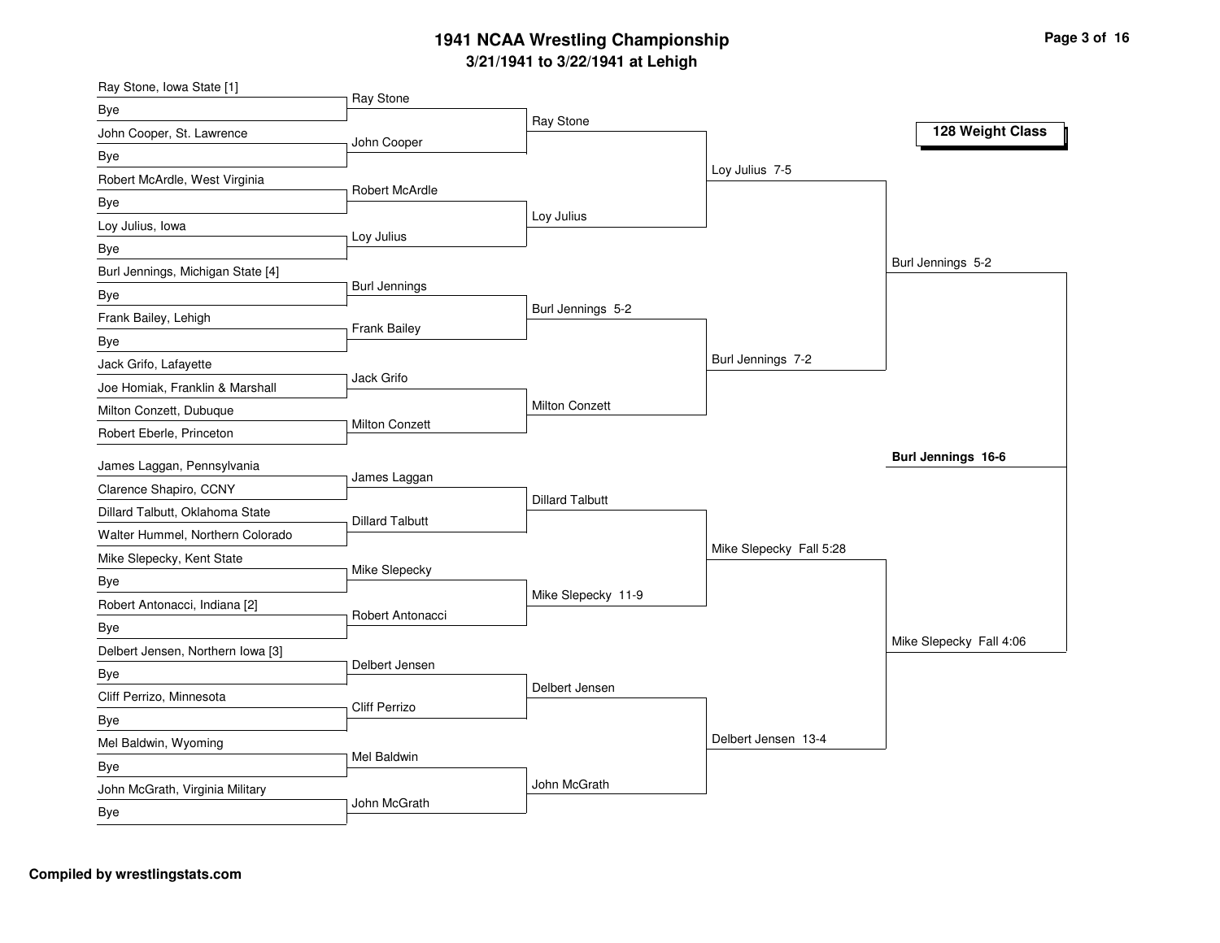# 1941 NCAA Wrestling Championship

## 3/21/1941 to 3/22/1941 at Lehigh

### 128 Weight Class

**First Round**

- Ray Stone, Iowa State [1] vs. Bye → Ray Stone
- John Cooper, St. Lawrence vs. Bye → John Cooper
- Robert McArdle, West Virginia vs. Bye → Robert McArdle
- Loy Julius, Iowa vs. Bye → Loy Julius
- Burl Jennings, Michigan State [4] vs. Bye → Burl Jennings
- Frank Bailey, Lehigh vs. Bye → Frank Bailey
- Jack Grifo, Lafayette vs. Joe Homiak, Franklin & Marshall → Jack Grifo
- Milton Conzett, Dubuque vs. Robert Eberle, Princeton → Milton Conzett
- James Laggan, Pennsylvania vs. Clarence Shapiro, CCNY → James Laggan
- Dillard Talbutt, Oklahoma State vs. Walter Hummel, Northern Colorado → Dillard Talbutt
- Mike Slepecky, Kent State vs. Bye → Mike Slepecky
- Robert Antonacci, Indiana [2] vs. Bye → Robert Antonacci
- Delbert Jensen, Northern Iowa [3] vs. Bye → Delbert Jensen
- Cliff Perrizo, Minnesota vs. Bye → Cliff Perrizo
- Mel Baldwin, Wyoming vs. Bye → Mel Baldwin
- John McGrath, Virginia Military vs. Bye → John McGrath

**Second Round**

- Ray Stone
- Loy Julius
- Burl Jennings 5-2
- Milton Conzett
- Dillard Talbutt
- Mike Slepecky 11-9
- Delbert Jensen
- John McGrath

**Quarterfinals**

- Loy Julius 7-5
- Burl Jennings 7-2
- Mike Slepecky Fall 5:28
- Delbert Jensen 13-4

**Semifinals**

- Burl Jennings 5-2
- Mike Slepecky Fall 4:06

**Champion**

**Burl Jennings 16-6**

**Compiled by wrestlingstats.com**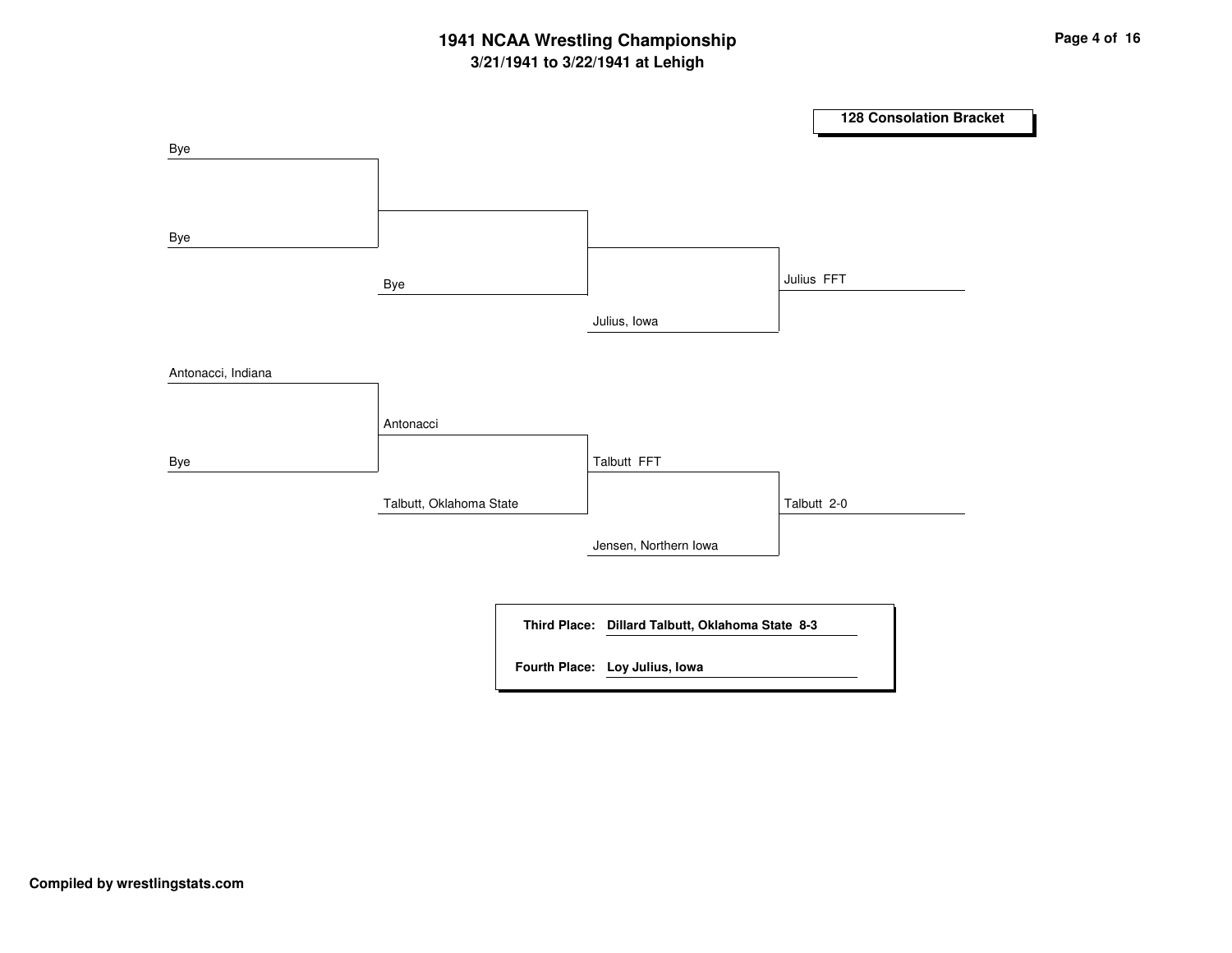# 1941 NCAA Wrestling Championship

## 3/21/1941 to 3/22/1941 at Lehigh

### 128 Consolation Bracket

**Round 1**

- Bye vs. Bye → Bye
- Antonacci, Indiana vs. Bye → Antonacci

**Round 2**

- Bye vs. Julius, Iowa → Julius, Iowa
- Antonacci vs. Talbutt, Oklahoma State → Talbutt FFT

**Round 3**

- Julius, Iowa → Julius FFT
- Talbutt vs. Jensen, Northern Iowa → Talbutt 2-0

**Third Place:** Dillard Talbutt, Oklahoma State 8-3

**Fourth Place:** Loy Julius, Iowa

Compiled by wrestlingstats.com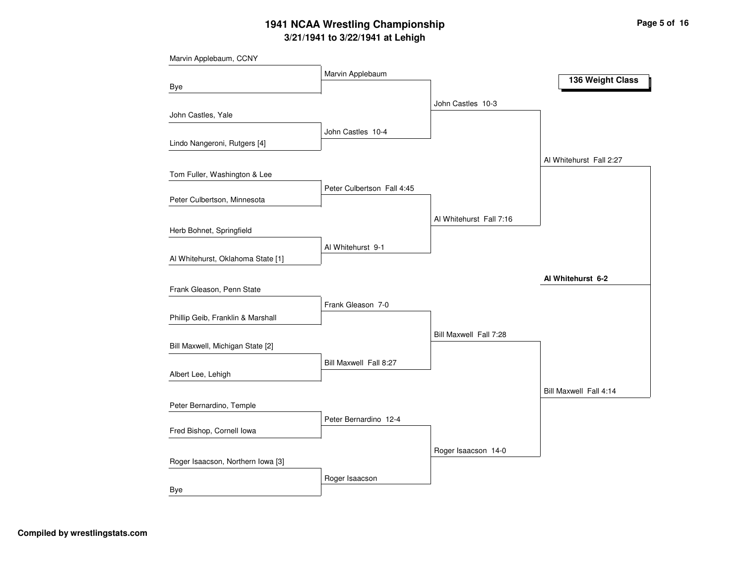# 1941 NCAA Wrestling Championship

## 3/21/1941 to 3/22/1941 at Lehigh

### 136 Weight Class

| First Round | Quarterfinals | Semifinals | Finals | Champion |
|---|---|---|---|---|
| Marvin Applebaum, CCNY | Marvin Applebaum | John Castles 10-3 | Al Whitehurst Fall 2:27 | **Al Whitehurst 6-2** |
| Bye | | | | |
| John Castles, Yale | John Castles 10-4 | | | |
| Lindo Nangeroni, Rutgers [4] | | | | |
| Tom Fuller, Washington & Lee | Peter Culbertson Fall 4:45 | Al Whitehurst Fall 7:16 | | |
| Peter Culbertson, Minnesota | | | | |
| Herb Bohnet, Springfield | Al Whitehurst 9-1 | | | |
| Al Whitehurst, Oklahoma State [1] | | | | |
| Frank Gleason, Penn State | Frank Gleason 7-0 | Bill Maxwell Fall 7:28 | Bill Maxwell Fall 4:14 | |
| Phillip Geib, Franklin & Marshall | | | | |
| Bill Maxwell, Michigan State [2] | Bill Maxwell Fall 8:27 | | | |
| Albert Lee, Lehigh | | | | |
| Peter Bernardino, Temple | Peter Bernardino 12-4 | Roger Isaacson 14-0 | | |
| Fred Bishop, Cornell Iowa | | | | |
| Roger Isaacson, Northern Iowa [3] | Roger Isaacson | | | |
| Bye | | | | |

Compiled by wrestlingstats.com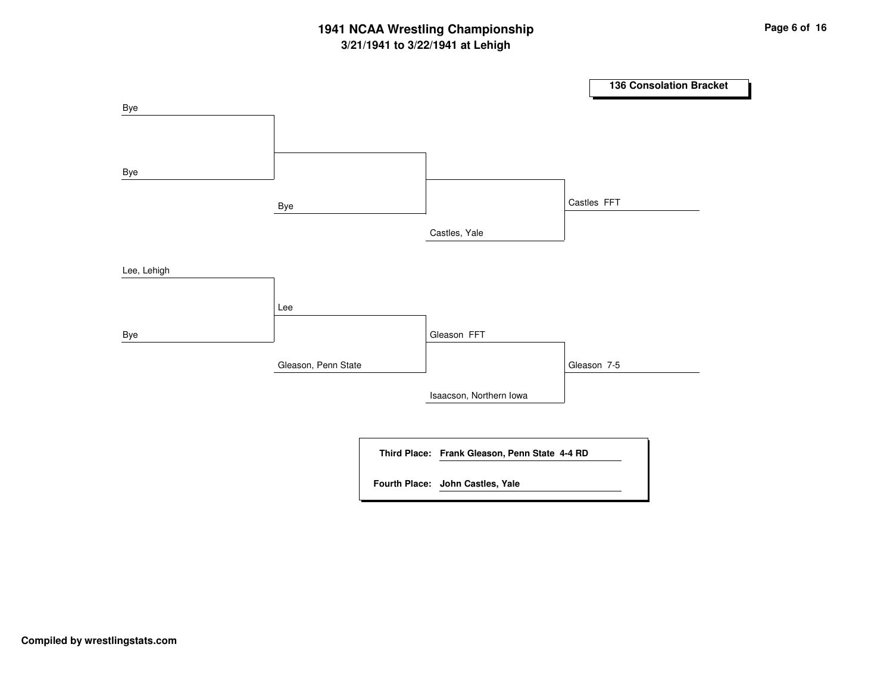# 1941 NCAA Wrestling Championship

## 3/21/1941 to 3/22/1941 at Lehigh

### 136 Consolation Bracket

| Round 1 | Round 2 | Round 3 | Final |
|---|---|---|---|
| Bye | | | |
| Bye | | | |
| | Bye | | Castles FFT |
| | | Castles, Yale | |
| Lee, Lehigh | | | |
| | Lee | | |
| Bye | | Gleason FFT | |
| | Gleason, Penn State | | Gleason 7-5 |
| | | Isaacson, Northern Iowa | |

**Third Place:** **Frank Gleason, Penn State 4-4 RD**

**Fourth Place:** **John Castles, Yale**

**Compiled by wrestlingstats.com**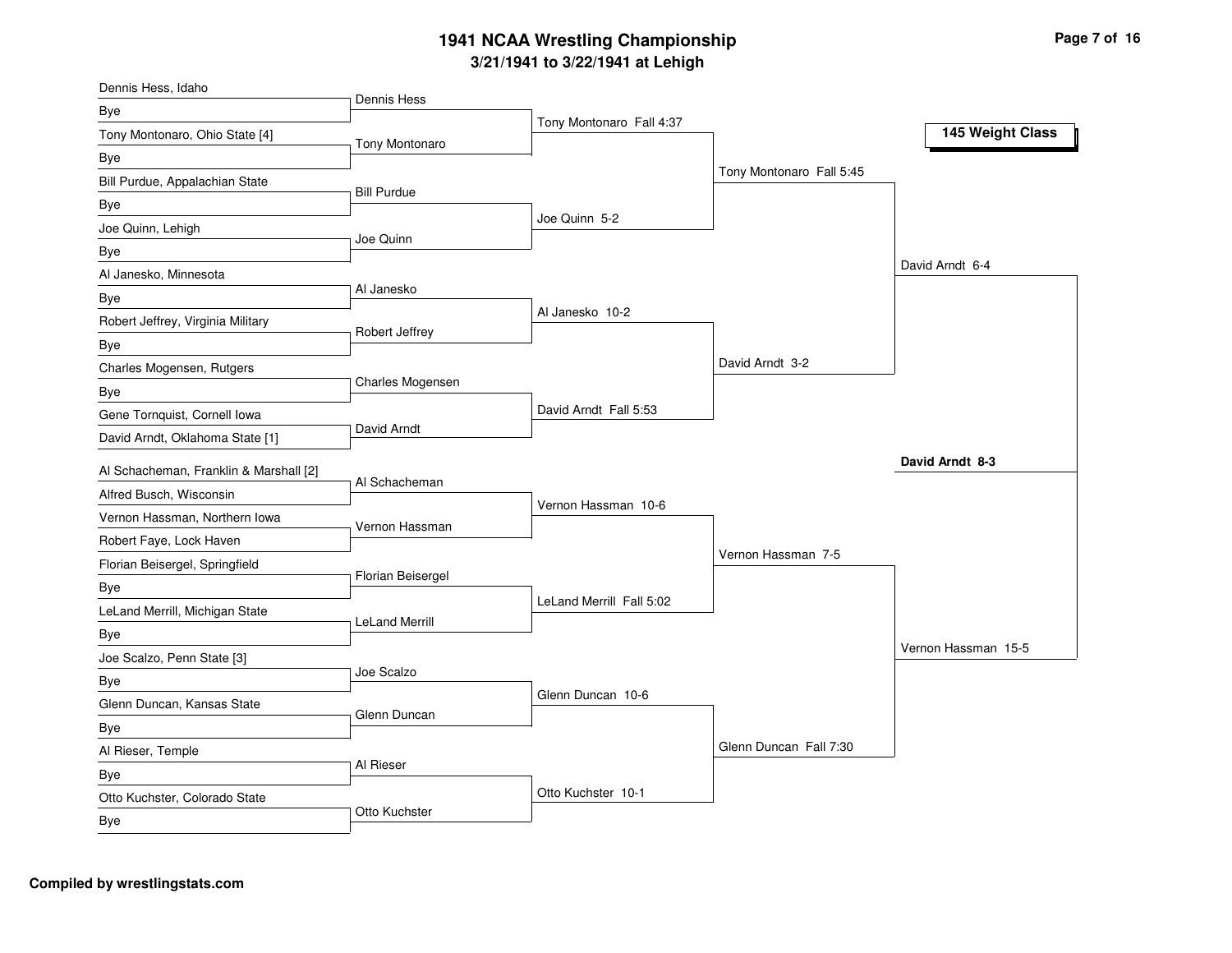# 1941 NCAA Wrestling Championship

## 3/21/1941 to 3/22/1941 at Lehigh

### 145 Weight Class

**First Round**

- Dennis Hess, Idaho vs. Bye — Dennis Hess
- Tony Montonaro, Ohio State [4] vs. Bye — Tony Montonaro
- Bill Purdue, Appalachian State vs. Bye — Bill Purdue
- Joe Quinn, Lehigh vs. Bye — Joe Quinn
- Al Janesko, Minnesota vs. Bye — Al Janesko
- Robert Jeffrey, Virginia Military vs. Bye — Robert Jeffrey
- Charles Mogensen, Rutgers vs. Bye — Charles Mogensen
- Gene Tornquist, Cornell Iowa vs. David Arndt, Oklahoma State [1] — David Arndt
- Al Schacheman, Franklin & Marshall [2] vs. Alfred Busch, Wisconsin — Al Schacheman
- Vernon Hassman, Northern Iowa vs. Robert Faye, Lock Haven — Vernon Hassman
- Florian Beisergel, Springfield vs. Bye — Florian Beisergel
- LeLand Merrill, Michigan State vs. Bye — LeLand Merrill
- Joe Scalzo, Penn State [3] vs. Bye — Joe Scalzo
- Glenn Duncan, Kansas State vs. Bye — Glenn Duncan
- Al Rieser, Temple vs. Bye — Al Rieser
- Otto Kuchster, Colorado State vs. Bye — Otto Kuchster

**Second Round**

- Tony Montonaro Fall 4:37
- Joe Quinn 5-2
- Al Janesko 10-2
- David Arndt Fall 5:53
- Vernon Hassman 10-6
- LeLand Merrill Fall 5:02
- Glenn Duncan 10-6
- Otto Kuchster 10-1

**Quarterfinals**

- Tony Montonaro Fall 5:45
- David Arndt 3-2
- Vernon Hassman 7-5
- Glenn Duncan Fall 7:30

**Semifinals**

- David Arndt 6-4
- Vernon Hassman 15-5

**Champion**

**David Arndt 8-3**

**Compiled by wrestlingstats.com**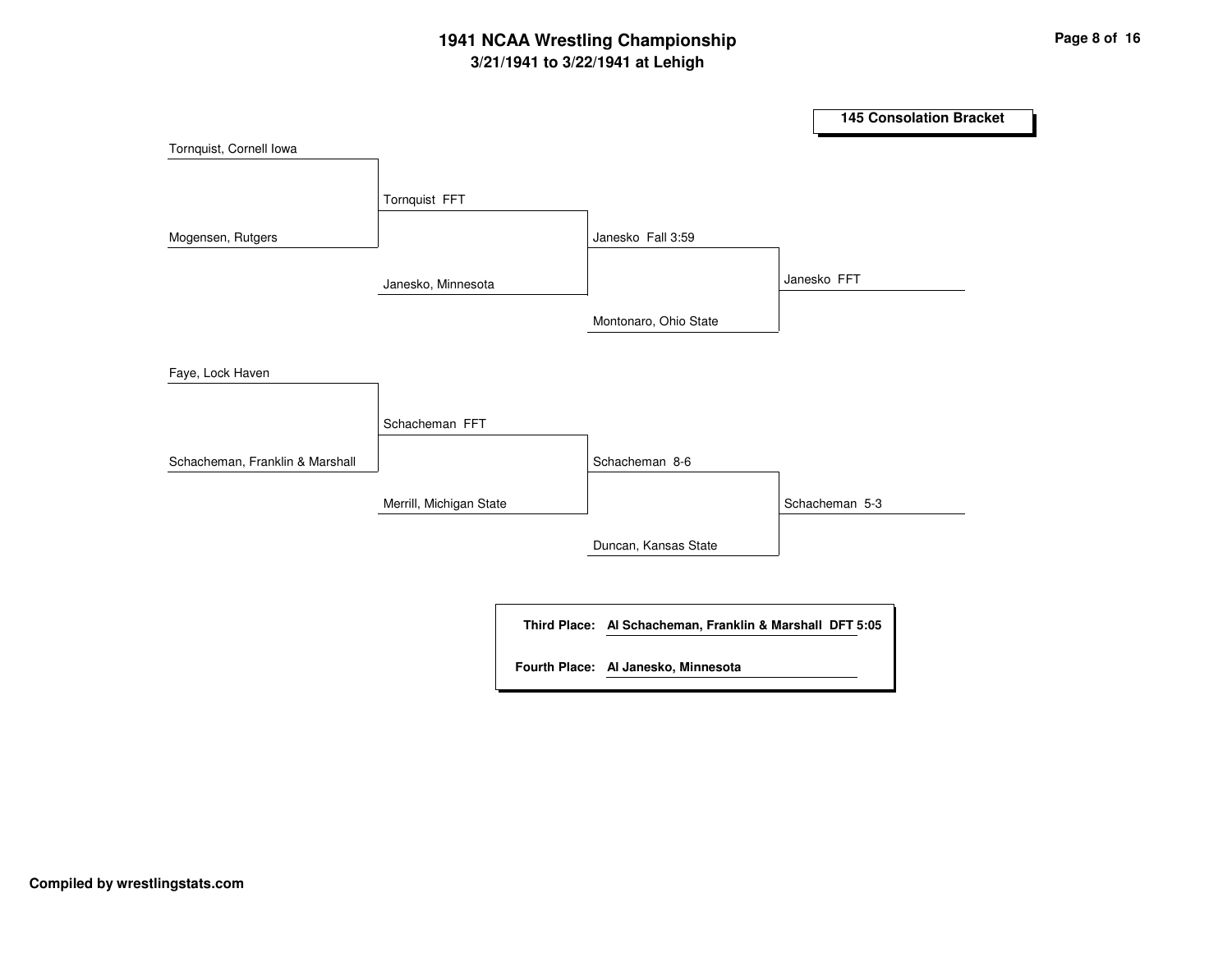# 1941 NCAA Wrestling Championship

## 3/21/1941 to 3/22/1941 at Lehigh

### 145 Consolation Bracket

**Round 1**

- Tornquist, Cornell Iowa vs. Mogensen, Rutgers — Tornquist FFT
- Faye, Lock Haven vs. Schacheman, Franklin & Marshall — Schacheman FFT

**Round 2**

- Tornquist vs. Janesko, Minnesota — Janesko Fall 3:59
- Schacheman vs. Merrill, Michigan State — Schacheman 8-6

**Round 3**

- Janesko vs. Montonaro, Ohio State — Janesko FFT
- Schacheman vs. Duncan, Kansas State — Schacheman 5-3

**Third Place:** Al Schacheman, Franklin & Marshall DFT 5:05

**Fourth Place:** Al Janesko, Minnesota

Compiled by wrestlingstats.com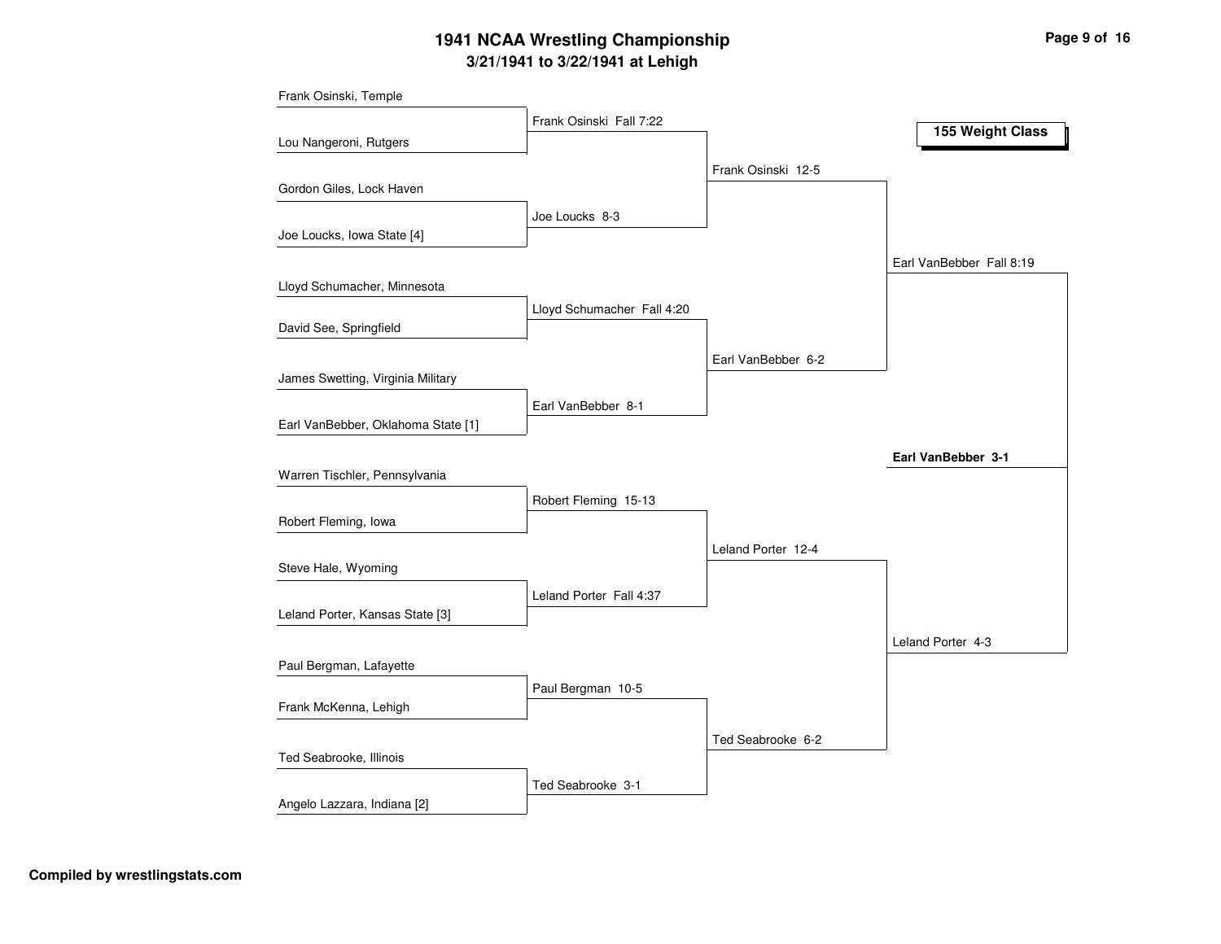# 1941 NCAA Wrestling Championship

## 3/21/1941 to 3/22/1941 at Lehigh

### 155 Weight Class

**First Round**

- Frank Osinski, Temple vs. Lou Nangeroni, Rutgers — Frank Osinski Fall 7:22
- Gordon Giles, Lock Haven vs. Joe Loucks, Iowa State [4] — Joe Loucks 8-3
- Lloyd Schumacher, Minnesota vs. David See, Springfield — Lloyd Schumacher Fall 4:20
- James Swetting, Virginia Military vs. Earl VanBebber, Oklahoma State [1] — Earl VanBebber 8-1
- Warren Tischler, Pennsylvania vs. Robert Fleming, Iowa — Robert Fleming 15-13
- Steve Hale, Wyoming vs. Leland Porter, Kansas State [3] — Leland Porter Fall 4:37
- Paul Bergman, Lafayette vs. Frank McKenna, Lehigh — Paul Bergman 10-5
- Ted Seabrooke, Illinois vs. Angelo Lazzara, Indiana [2] — Ted Seabrooke 3-1

**Quarterfinals**

- Frank Osinski 12-5
- Earl VanBebber 6-2
- Leland Porter 12-4
- Ted Seabrooke 6-2

**Semifinals**

- Earl VanBebber Fall 8:19
- Leland Porter 4-3

**Final**

- **Earl VanBebber 3-1**

**Compiled by wrestlingstats.com**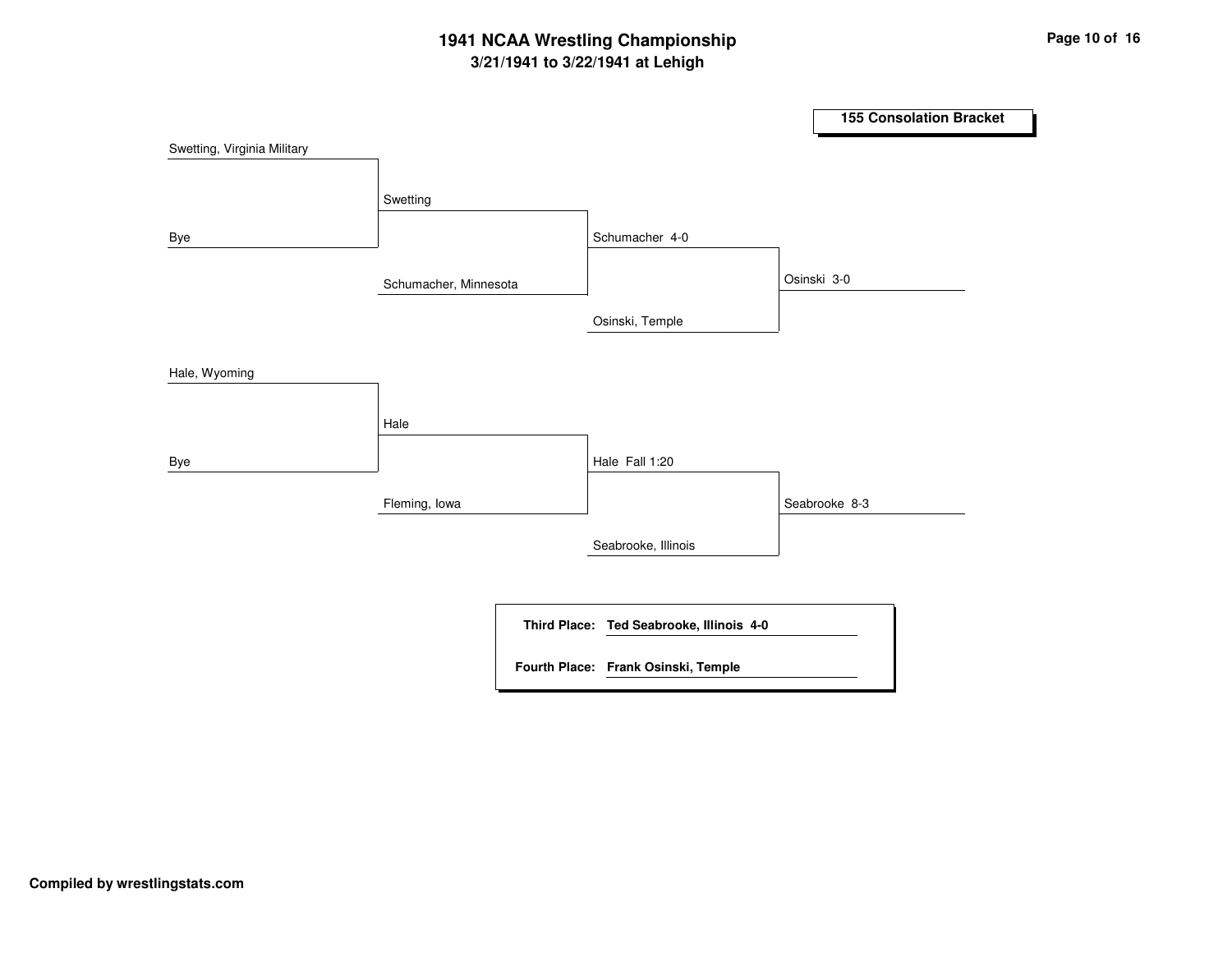# 1941 NCAA Wrestling Championship

## 3/21/1941 to 3/22/1941 at Lehigh

### 155 Consolation Bracket

**Round 1**

- Swetting, Virginia Military vs. Bye → Swetting
- Hale, Wyoming vs. Bye → Hale

**Round 2**

- Swetting vs. Schumacher, Minnesota → Schumacher 4-0
- Hale vs. Fleming, Iowa → Hale Fall 1:20

**Round 3**

- Schumacher vs. Osinski, Temple → Osinski 3-0
- Hale vs. Seabrooke, Illinois → Seabrooke 8-3

**Third Place:** Ted Seabrooke, Illinois 4-0

**Fourth Place:** Frank Osinski, Temple

Compiled by wrestlingstats.com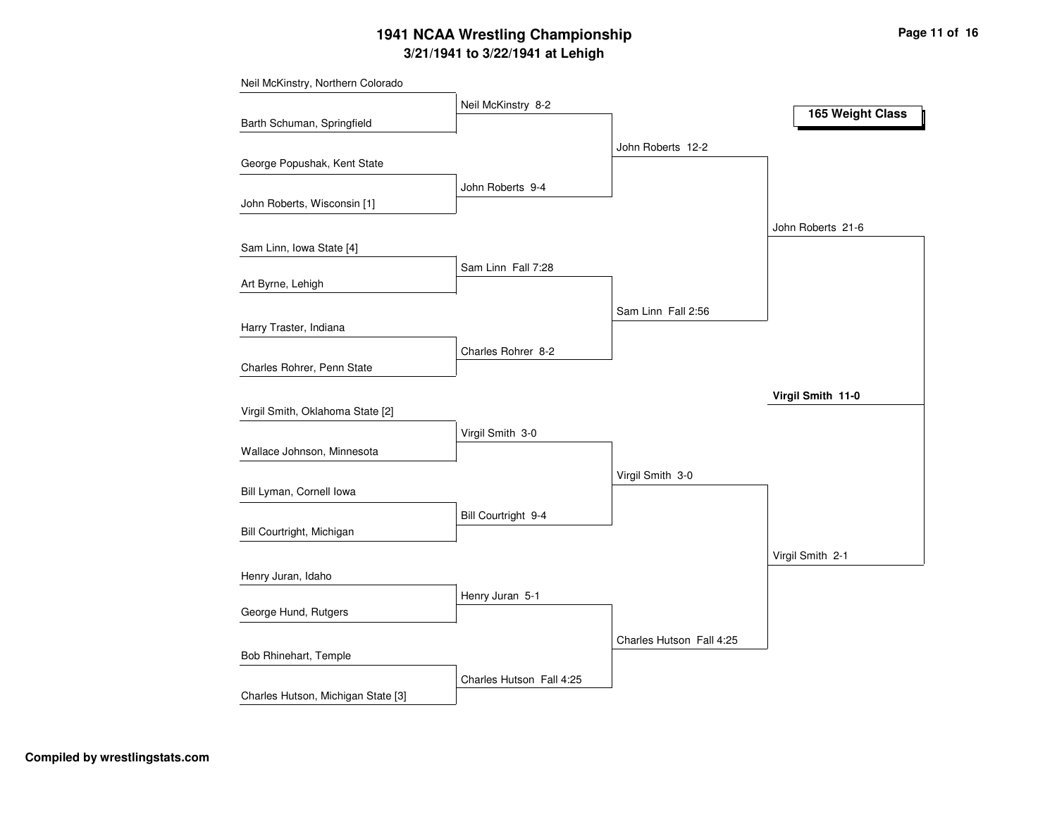# 1941 NCAA Wrestling Championship

## 3/21/1941 to 3/22/1941 at Lehigh

### 165 Weight Class

**First Round**

- Neil McKinstry, Northern Colorado vs. Barth Schuman, Springfield — Neil McKinstry 8-2
- George Popushak, Kent State vs. John Roberts, Wisconsin [1] — John Roberts 9-4
- Sam Linn, Iowa State [4] vs. Art Byrne, Lehigh — Sam Linn Fall 7:28
- Harry Traster, Indiana vs. Charles Rohrer, Penn State — Charles Rohrer 8-2
- Virgil Smith, Oklahoma State [2] vs. Wallace Johnson, Minnesota — Virgil Smith 3-0
- Bill Lyman, Cornell Iowa vs. Bill Courtright, Michigan — Bill Courtright 9-4
- Henry Juran, Idaho vs. George Hund, Rutgers — Henry Juran 5-1
- Bob Rhinehart, Temple vs. Charles Hutson, Michigan State [3] — Charles Hutson Fall 4:25

**Quarterfinals**

- John Roberts 12-2
- Sam Linn Fall 2:56
- Virgil Smith 3-0
- Charles Hutson Fall 4:25

**Semifinals**

- John Roberts 21-6
- Virgil Smith 2-1

**Final**

- **Virgil Smith 11-0**

**Compiled by wrestlingstats.com**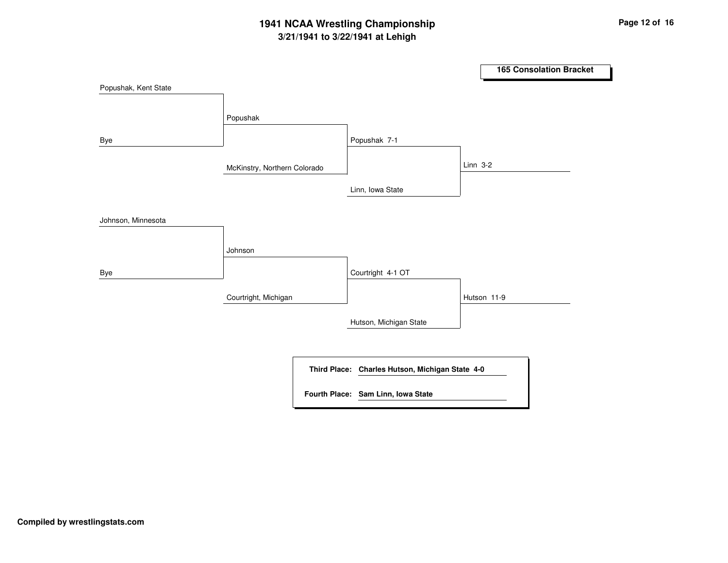# 1941 NCAA Wrestling Championship

## 3/21/1941 to 3/22/1941 at Lehigh

### 165 Consolation Bracket

| Round 1 | Round 2 | Round 3 | Round 4 |
|---|---|---|---|
| Popushak, Kent State | | | |
| Bye | Popushak | | |
| | McKinstry, Northern Colorado | Popushak 7-1 | |
| | | Linn, Iowa State | Linn 3-2 |
| Johnson, Minnesota | | | |
| Bye | Johnson | | |
| | Courtright, Michigan | Courtright 4-1 OT | |
| | | Hutson, Michigan State | Hutson 11-9 |

**Third Place:** **Charles Hutson, Michigan State 4-0**

**Fourth Place:** **Sam Linn, Iowa State**

**Compiled by wrestlingstats.com**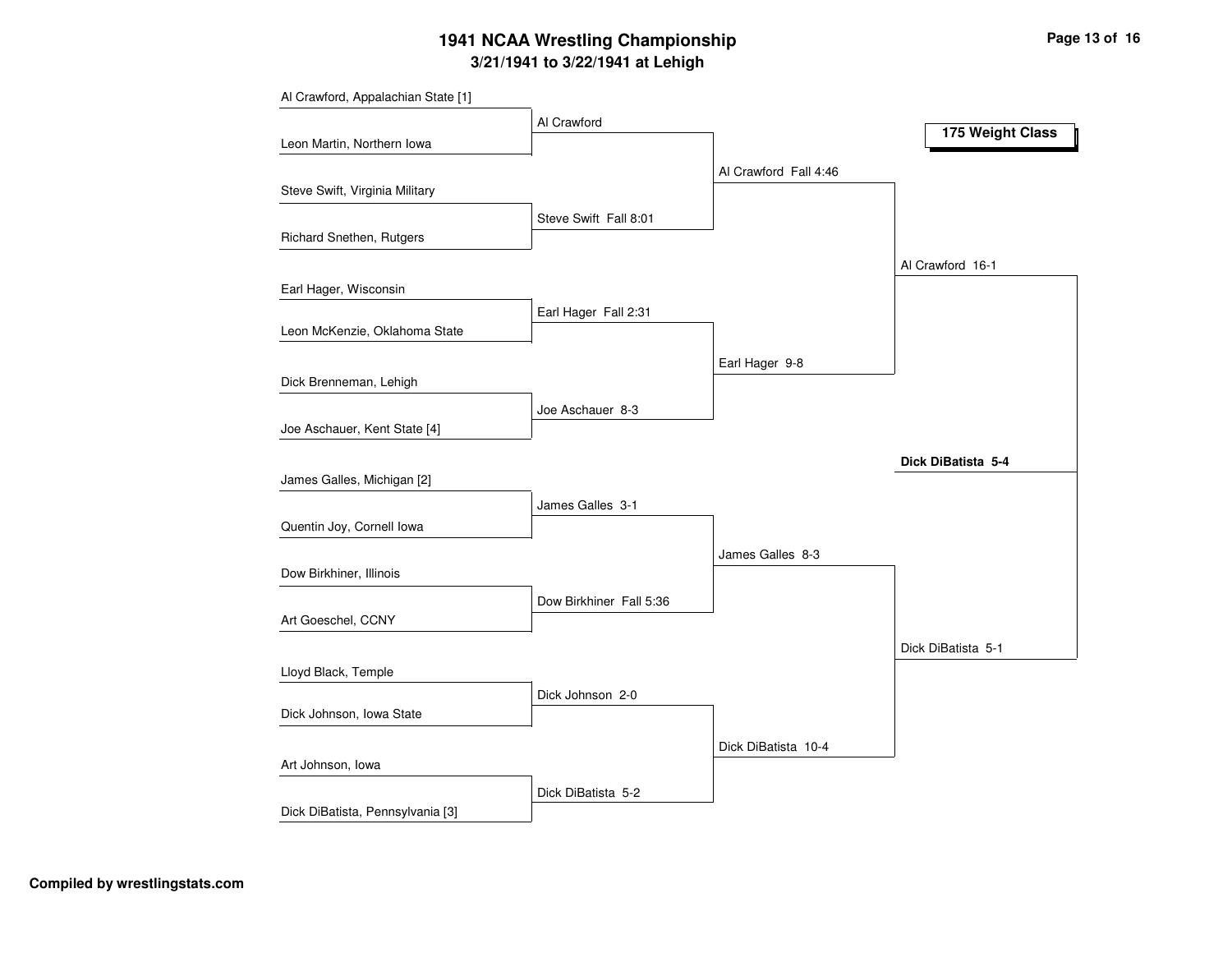# 1941 NCAA Wrestling Championship

**3/21/1941 to 3/22/1941 at Lehigh**

**175 Weight Class**

| First Round | Quarterfinals | Semifinals | Finals | Champion |
|---|---|---|---|---|
| Al Crawford, Appalachian State [1] | Al Crawford | Al Crawford Fall 4:46 | Al Crawford 16-1 | **Dick DiBatista 5-4** |
| Leon Martin, Northern Iowa | | | | |
| Steve Swift, Virginia Military | Steve Swift Fall 8:01 | | | |
| Richard Snethen, Rutgers | | | | |
| Earl Hager, Wisconsin | Earl Hager Fall 2:31 | Earl Hager 9-8 | | |
| Leon McKenzie, Oklahoma State | | | | |
| Dick Brenneman, Lehigh | Joe Aschauer 8-3 | | | |
| Joe Aschauer, Kent State [4] | | | | |
| James Galles, Michigan [2] | James Galles 3-1 | James Galles 8-3 | Dick DiBatista 5-1 | |
| Quentin Joy, Cornell Iowa | | | | |
| Dow Birkhiner, Illinois | Dow Birkhiner Fall 5:36 | | | |
| Art Goeschel, CCNY | | | | |
| Lloyd Black, Temple | Dick Johnson 2-0 | Dick DiBatista 10-4 | | |
| Dick Johnson, Iowa State | | | | |
| Art Johnson, Iowa | Dick DiBatista 5-2 | | | |
| Dick DiBatista, Pennsylvania [3] | | | | |

**Compiled by wrestlingstats.com**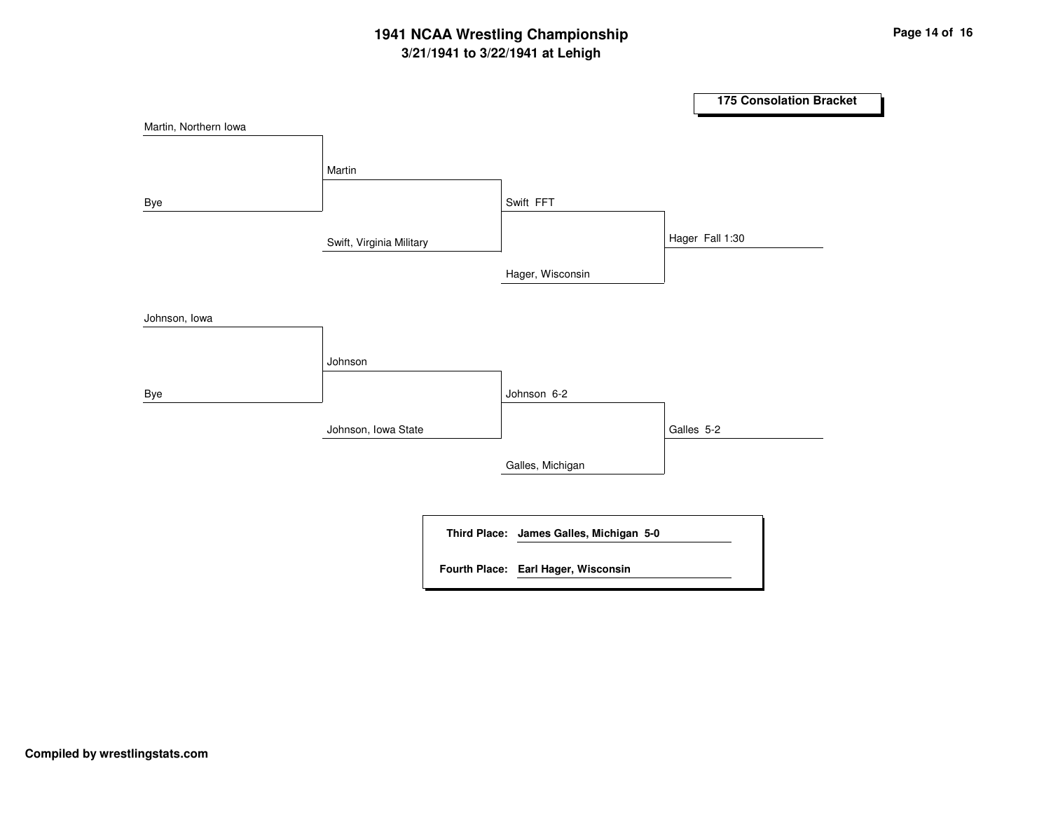# 1941 NCAA Wrestling Championship

## 3/21/1941 to 3/22/1941 at Lehigh

### 175 Consolation Bracket

| Round 1 | Round 2 | Round 3 | Final |
|---|---|---|---|
| Martin, Northern Iowa | Martin | | |
| Bye | Swift, Virginia Military | Swift FFT | |
| | | Hager, Wisconsin | Hager Fall 1:30 |
| Johnson, Iowa | Johnson | | |
| Bye | Johnson, Iowa State | Johnson 6-2 | |
| | | Galles, Michigan | Galles 5-2 |

**Third Place:** **James Galles, Michigan 5-0**

**Fourth Place:** **Earl Hager, Wisconsin**

**Compiled by wrestlingstats.com**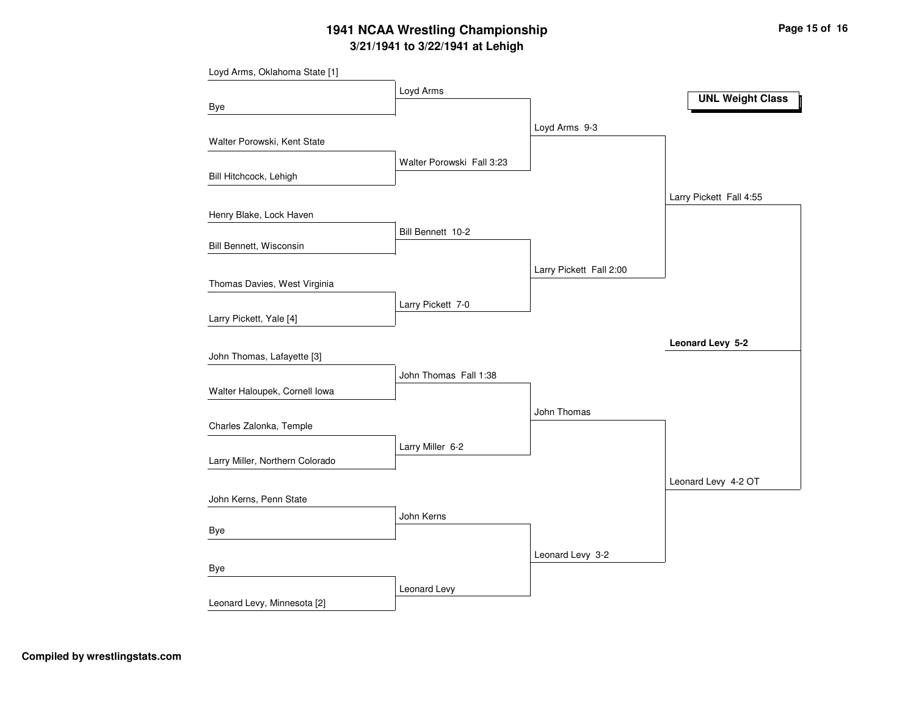# 1941 NCAA Wrestling Championship

## 3/21/1941 to 3/22/1941 at Lehigh

**UNL Weight Class**

### First Round

- Loyd Arms, Oklahoma State [1] vs. Bye — **Loyd Arms**
- Walter Porowski, Kent State vs. Bill Hitchcock, Lehigh — **Walter Porowski Fall 3:23**
- Henry Blake, Lock Haven vs. Bill Bennett, Wisconsin — **Bill Bennett 10-2**
- Thomas Davies, West Virginia vs. Larry Pickett, Yale [4] — **Larry Pickett 7-0**
- John Thomas, Lafayette [3] vs. Walter Haloupek, Cornell Iowa — **John Thomas Fall 1:38**
- Charles Zalonka, Temple vs. Larry Miller, Northern Colorado — **Larry Miller 6-2**
- John Kerns, Penn State vs. Bye — **John Kerns**
- Bye vs. Leonard Levy, Minnesota [2] — **Leonard Levy**

### Quarterfinals

- Loyd Arms vs. Walter Porowski — **Loyd Arms 9-3**
- Bill Bennett vs. Larry Pickett — **Larry Pickett Fall 2:00**
- John Thomas vs. Larry Miller — **John Thomas**
- John Kerns vs. Leonard Levy — **Leonard Levy 3-2**

### Semifinals

- Loyd Arms vs. Larry Pickett — **Larry Pickett Fall 4:55**
- John Thomas vs. Leonard Levy — **Leonard Levy 4-2 OT**

### Final

- Larry Pickett vs. Leonard Levy — **Leonard Levy 5-2**

**Compiled by wrestlingstats.com**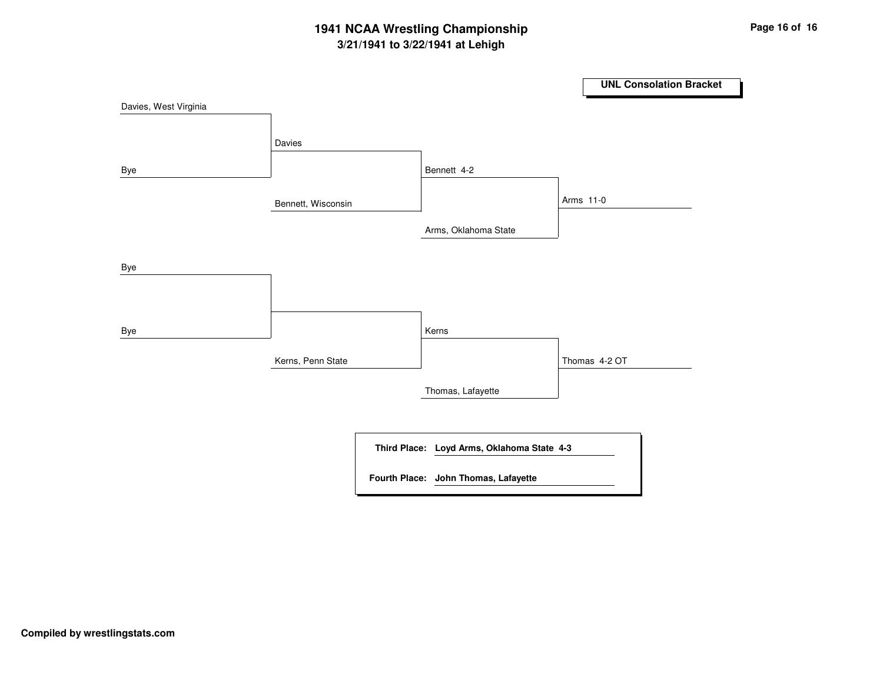# 1941 NCAA Wrestling Championship

**3/21/1941 to 3/22/1941 at Lehigh**

**UNL Consolation Bracket**

Davies, West Virginia

Bye

Davies

Bennett, Wisconsin

Bennett 4-2

Arms, Oklahoma State

Arms 11-0

Bye

Bye

Kerns, Penn State

Kerns

Thomas, Lafayette

Thomas 4-2 OT

**Third Place: Loyd Arms, Oklahoma State 4-3**

**Fourth Place: John Thomas, Lafayette**

**Compiled by wrestlingstats.com**